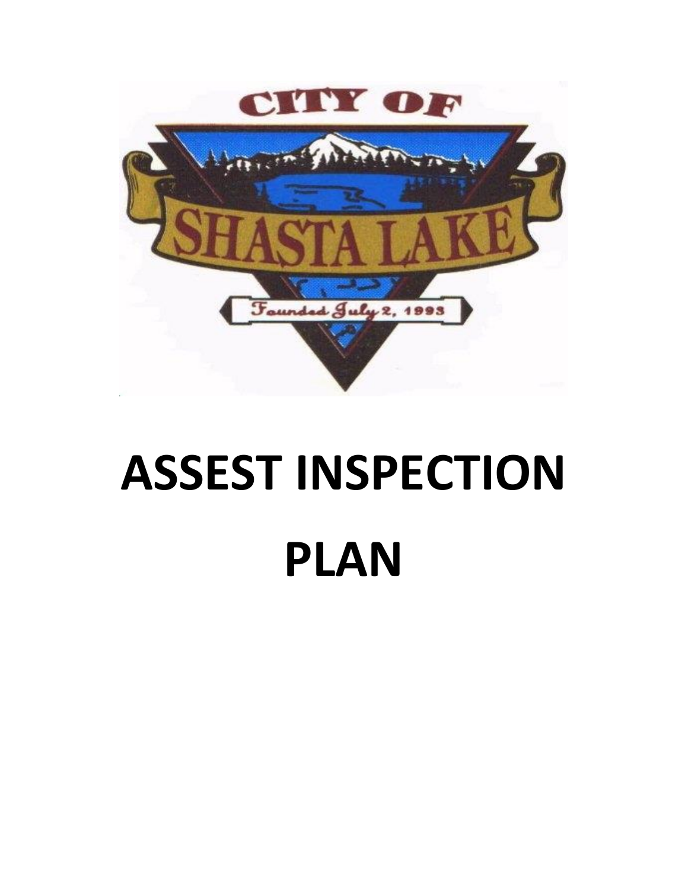CITY OF

SHASTA LAKE

Founded July 2, 1993

# ASSEST INSPECTION PLAN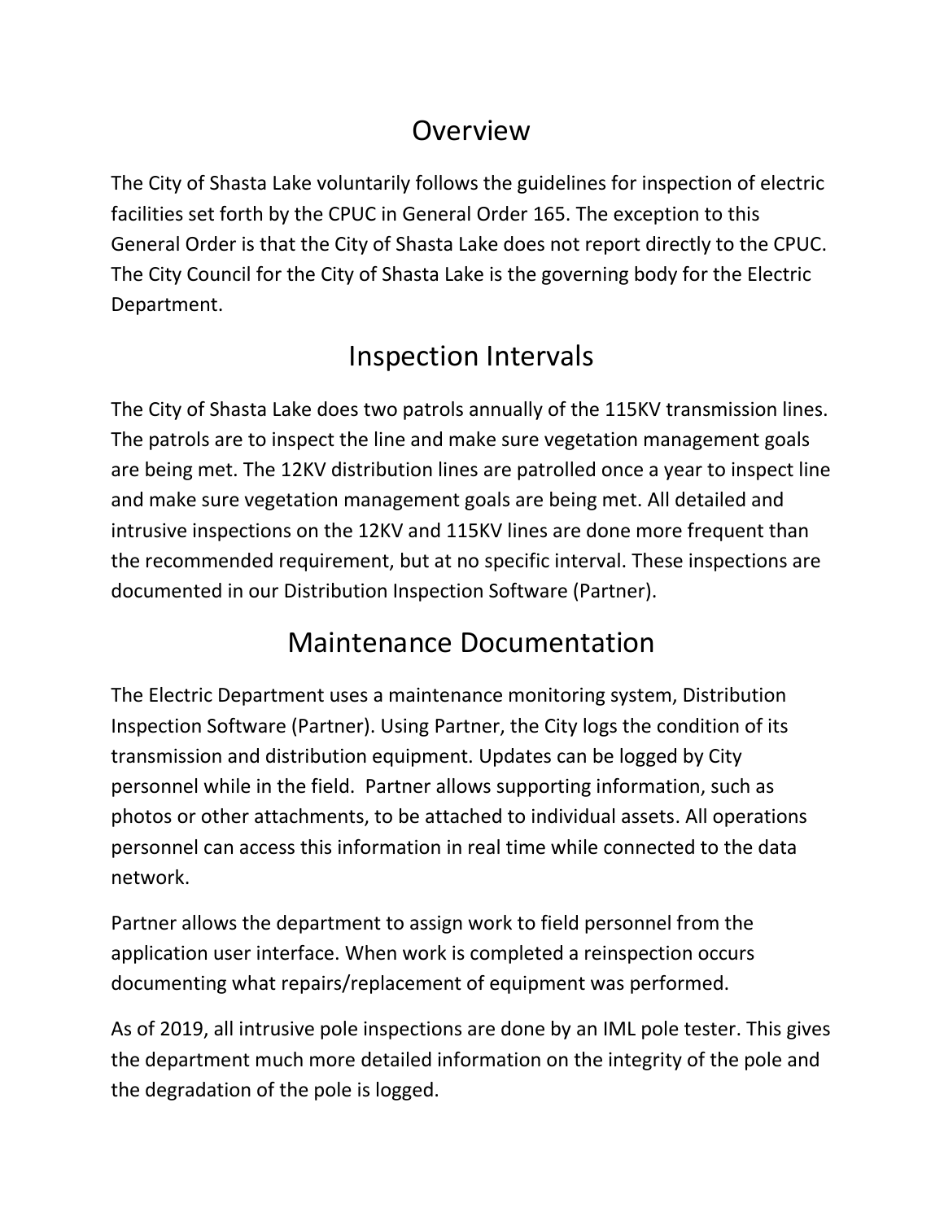# Overview

The City of Shasta Lake voluntarily follows the guidelines for inspection of electric facilities set forth by the CPUC in General Order 165. The exception to this General Order is that the City of Shasta Lake does not report directly to the CPUC. The City Council for the City of Shasta Lake is the governing body for the Electric Department.

# Inspection Intervals

The City of Shasta Lake does two patrols annually of the 115KV transmission lines. The patrols are to inspect the line and make sure vegetation management goals are being met. The 12KV distribution lines are patrolled once a year to inspect line and make sure vegetation management goals are being met. All detailed and intrusive inspections on the 12KV and 115KV lines are done more frequent than the recommended requirement, but at no specific interval. These inspections are documented in our Distribution Inspection Software (Partner).

# Maintenance Documentation

The Electric Department uses a maintenance monitoring system, Distribution Inspection Software (Partner). Using Partner, the City logs the condition of its transmission and distribution equipment. Updates can be logged by City personnel while in the field. Partner allows supporting information, such as photos or other attachments, to be attached to individual assets. All operations personnel can access this information in real time while connected to the data network.

Partner allows the department to assign work to field personnel from the application user interface. When work is completed a reinspection occurs documenting what repairs/replacement of equipment was performed.

As of 2019, all intrusive pole inspections are done by an IML pole tester. This gives the department much more detailed information on the integrity of the pole and the degradation of the pole is logged.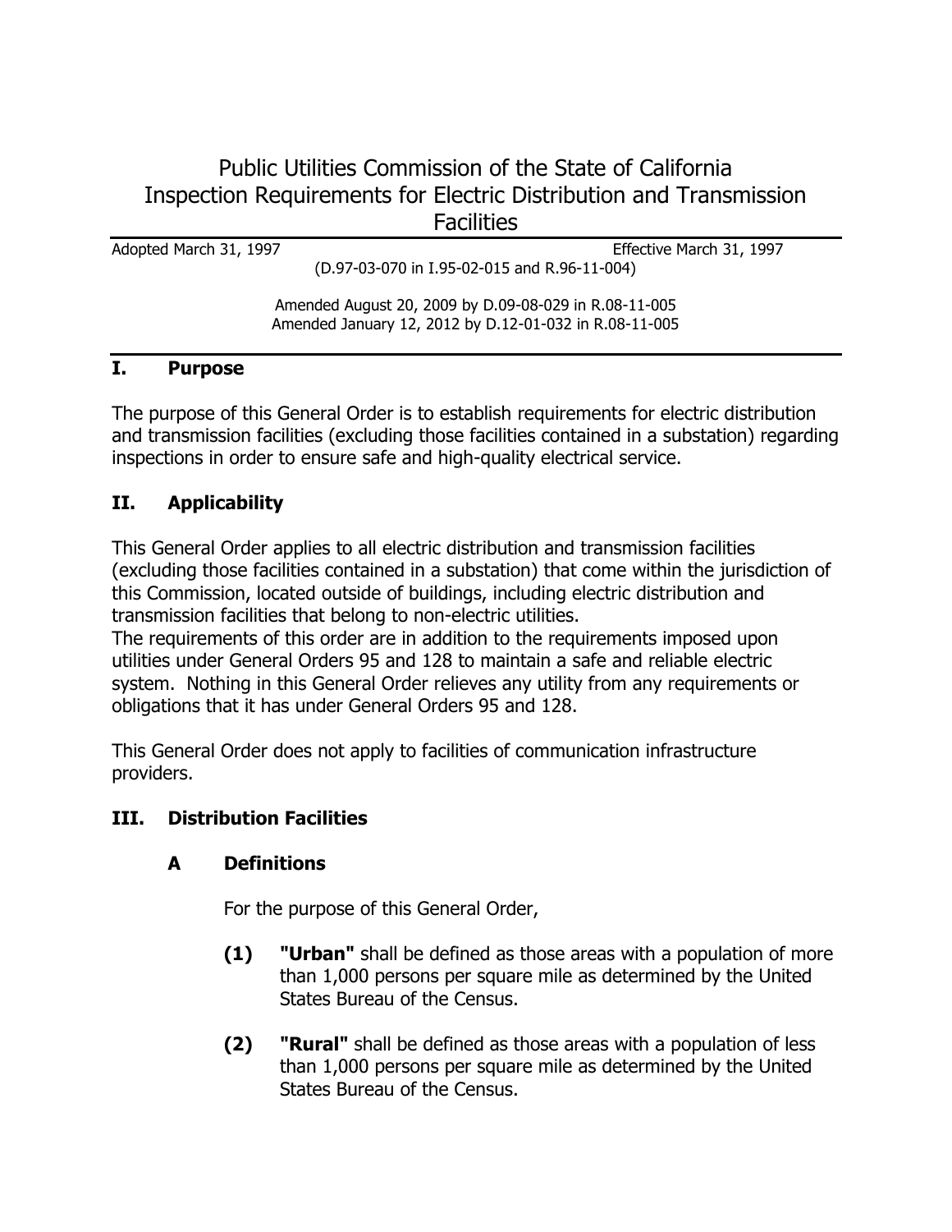# Public Utilities Commission of the State of California
# Inspection Requirements for Electric Distribution and Transmission Facilities

Adopted March 31, 1997 Effective March 31, 1997

(D.97-03-070 in I.95-02-015 and R.96-11-004)

Amended August 20, 2009 by D.09-08-029 in R.08-11-005
Amended January 12, 2012 by D.12-01-032 in R.08-11-005

## I. Purpose

The purpose of this General Order is to establish requirements for electric distribution and transmission facilities (excluding those facilities contained in a substation) regarding inspections in order to ensure safe and high-quality electrical service.

## II. Applicability

This General Order applies to all electric distribution and transmission facilities (excluding those facilities contained in a substation) that come within the jurisdiction of this Commission, located outside of buildings, including electric distribution and transmission facilities that belong to non-electric utilities.

The requirements of this order are in addition to the requirements imposed upon utilities under General Orders 95 and 128 to maintain a safe and reliable electric system. Nothing in this General Order relieves any utility from any requirements or obligations that it has under General Orders 95 and 128.

This General Order does not apply to facilities of communication infrastructure providers.

## III. Distribution Facilities

### A Definitions

For the purpose of this General Order,

**(1)** **"Urban"** shall be defined as those areas with a population of more than 1,000 persons per square mile as determined by the United States Bureau of the Census.

**(2)** **"Rural"** shall be defined as those areas with a population of less than 1,000 persons per square mile as determined by the United States Bureau of the Census.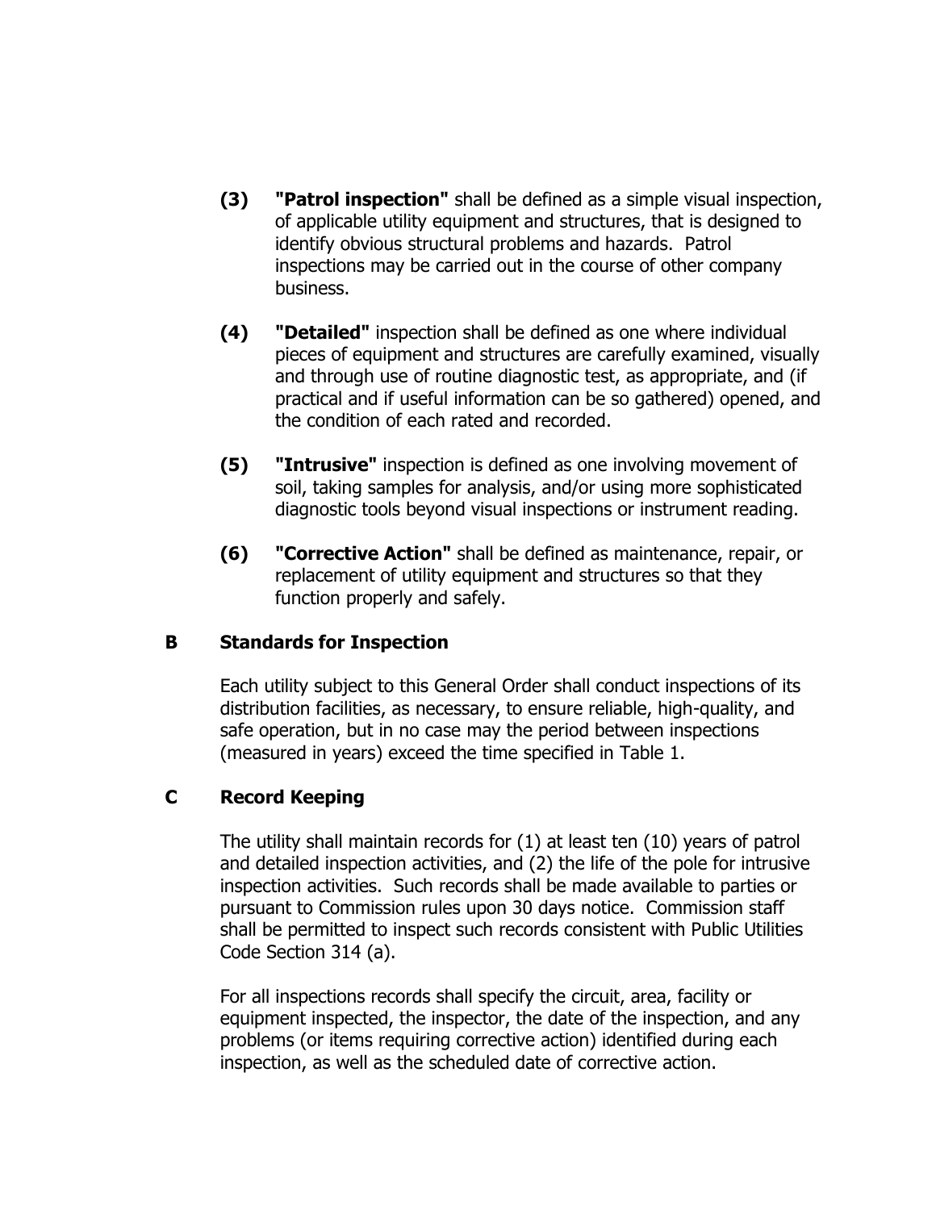**(3)** **"Patrol inspection"** shall be defined as a simple visual inspection, of applicable utility equipment and structures, that is designed to identify obvious structural problems and hazards. Patrol inspections may be carried out in the course of other company business.

**(4)** **"Detailed"** inspection shall be defined as one where individual pieces of equipment and structures are carefully examined, visually and through use of routine diagnostic test, as appropriate, and (if practical and if useful information can be so gathered) opened, and the condition of each rated and recorded.

**(5)** **"Intrusive"** inspection is defined as one involving movement of soil, taking samples for analysis, and/or using more sophisticated diagnostic tools beyond visual inspections or instrument reading.

**(6)** **"Corrective Action"** shall be defined as maintenance, repair, or replacement of utility equipment and structures so that they function properly and safely.

## B Standards for Inspection

Each utility subject to this General Order shall conduct inspections of its distribution facilities, as necessary, to ensure reliable, high-quality, and safe operation, but in no case may the period between inspections (measured in years) exceed the time specified in Table 1.

## C Record Keeping

The utility shall maintain records for (1) at least ten (10) years of patrol and detailed inspection activities, and (2) the life of the pole for intrusive inspection activities. Such records shall be made available to parties or pursuant to Commission rules upon 30 days notice. Commission staff shall be permitted to inspect such records consistent with Public Utilities Code Section 314 (a).

For all inspections records shall specify the circuit, area, facility or equipment inspected, the inspector, the date of the inspection, and any problems (or items requiring corrective action) identified during each inspection, as well as the scheduled date of corrective action.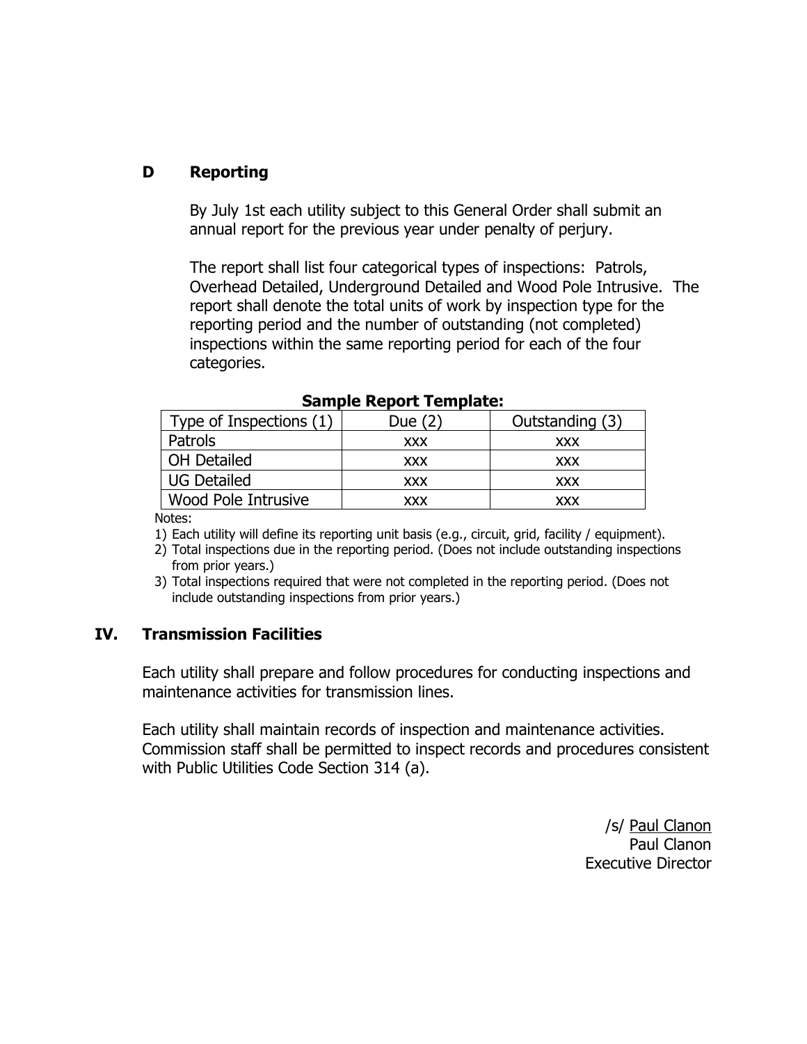### D Reporting

By July 1st each utility subject to this General Order shall submit an annual report for the previous year under penalty of perjury.

The report shall list four categorical types of inspections: Patrols, Overhead Detailed, Underground Detailed and Wood Pole Intrusive. The report shall denote the total units of work by inspection type for the reporting period and the number of outstanding (not completed) inspections within the same reporting period for each of the four categories.

**Sample Report Template:**

| Type of Inspections (1) | Due (2) | Outstanding (3) |
|---|---|---|
| Patrols | xxx | xxx |
| OH Detailed | xxx | xxx |
| UG Detailed | xxx | xxx |
| Wood Pole Intrusive | xxx | xxx |

Notes:

1) Each utility will define its reporting unit basis (e.g., circuit, grid, facility / equipment).
2) Total inspections due in the reporting period. (Does not include outstanding inspections from prior years.)
3) Total inspections required that were not completed in the reporting period. (Does not include outstanding inspections from prior years.)

## IV. Transmission Facilities

Each utility shall prepare and follow procedures for conducting inspections and maintenance activities for transmission lines.

Each utility shall maintain records of inspection and maintenance activities. Commission staff shall be permitted to inspect records and procedures consistent with Public Utilities Code Section 314 (a).

/s/ Paul Clanon
Paul Clanon
Executive Director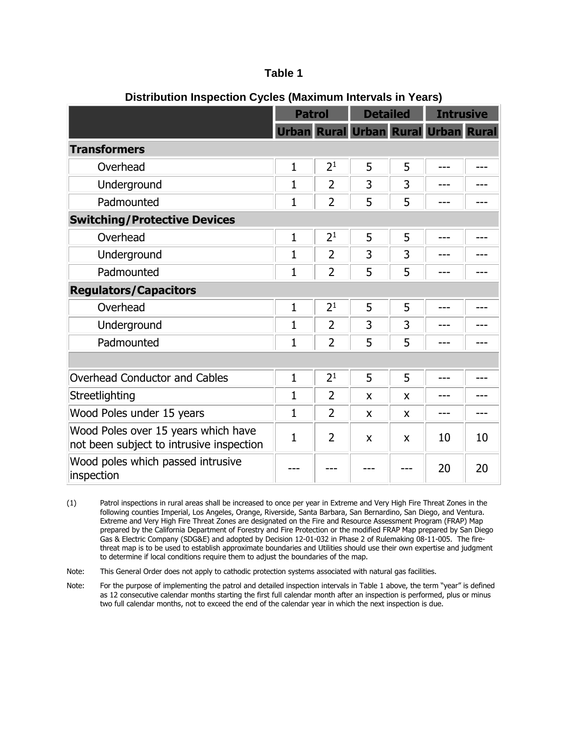**Table 1**

**Distribution Inspection Cycles (Maximum Intervals in Years)**

| | Patrol | | Detailed | | Intrusive | |
|---|---|---|---|---|---|---|
| | Urban | Rural | Urban | Rural | Urban | Rural |
| **Transformers** | | | | | | |
| Overhead | 1 | 2[1] | 5 | 5 | --- | --- |
| Underground | 1 | 2 | 3 | 3 | --- | --- |
| Padmounted | 1 | 2 | 5 | 5 | --- | --- |
| **Switching/Protective Devices** | | | | | | |
| Overhead | 1 | 2[1] | 5 | 5 | --- | --- |
| Underground | 1 | 2 | 3 | 3 | --- | --- |
| Padmounted | 1 | 2 | 5 | 5 | --- | --- |
| **Regulators/Capacitors** | | | | | | |
| Overhead | 1 | 2[1] | 5 | 5 | --- | --- |
| Underground | 1 | 2 | 3 | 3 | --- | --- |
| Padmounted | 1 | 2 | 5 | 5 | --- | --- |
| | | | | | | |
| Overhead Conductor and Cables | 1 | 2[1] | 5 | 5 | --- | --- |
| Streetlighting | 1 | 2 | x | x | --- | --- |
| Wood Poles under 15 years | 1 | 2 | x | x | --- | --- |
| Wood Poles over 15 years which have not been subject to intrusive inspection | 1 | 2 | x | x | 10 | 10 |
| Wood poles which passed intrusive inspection | --- | --- | --- | --- | 20 | 20 |

(1) Patrol inspections in rural areas shall be increased to once per year in Extreme and Very High Fire Threat Zones in the following counties Imperial, Los Angeles, Orange, Riverside, Santa Barbara, San Bernardino, San Diego, and Ventura. Extreme and Very High Fire Threat Zones are designated on the Fire and Resource Assessment Program (FRAP) Map prepared by the California Department of Forestry and Fire Protection or the modified FRAP Map prepared by San Diego Gas & Electric Company (SDG&E) and adopted by Decision 12-01-032 in Phase 2 of Rulemaking 08-11-005. The fire-threat map is to be used to establish approximate boundaries and Utilities should use their own expertise and judgment to determine if local conditions require them to adjust the boundaries of the map.

Note: This General Order does not apply to cathodic protection systems associated with natural gas facilities.

Note: For the purpose of implementing the patrol and detailed inspection intervals in Table 1 above, the term "year" is defined as 12 consecutive calendar months starting the first full calendar month after an inspection is performed, plus or minus two full calendar months, not to exceed the end of the calendar year in which the next inspection is due.